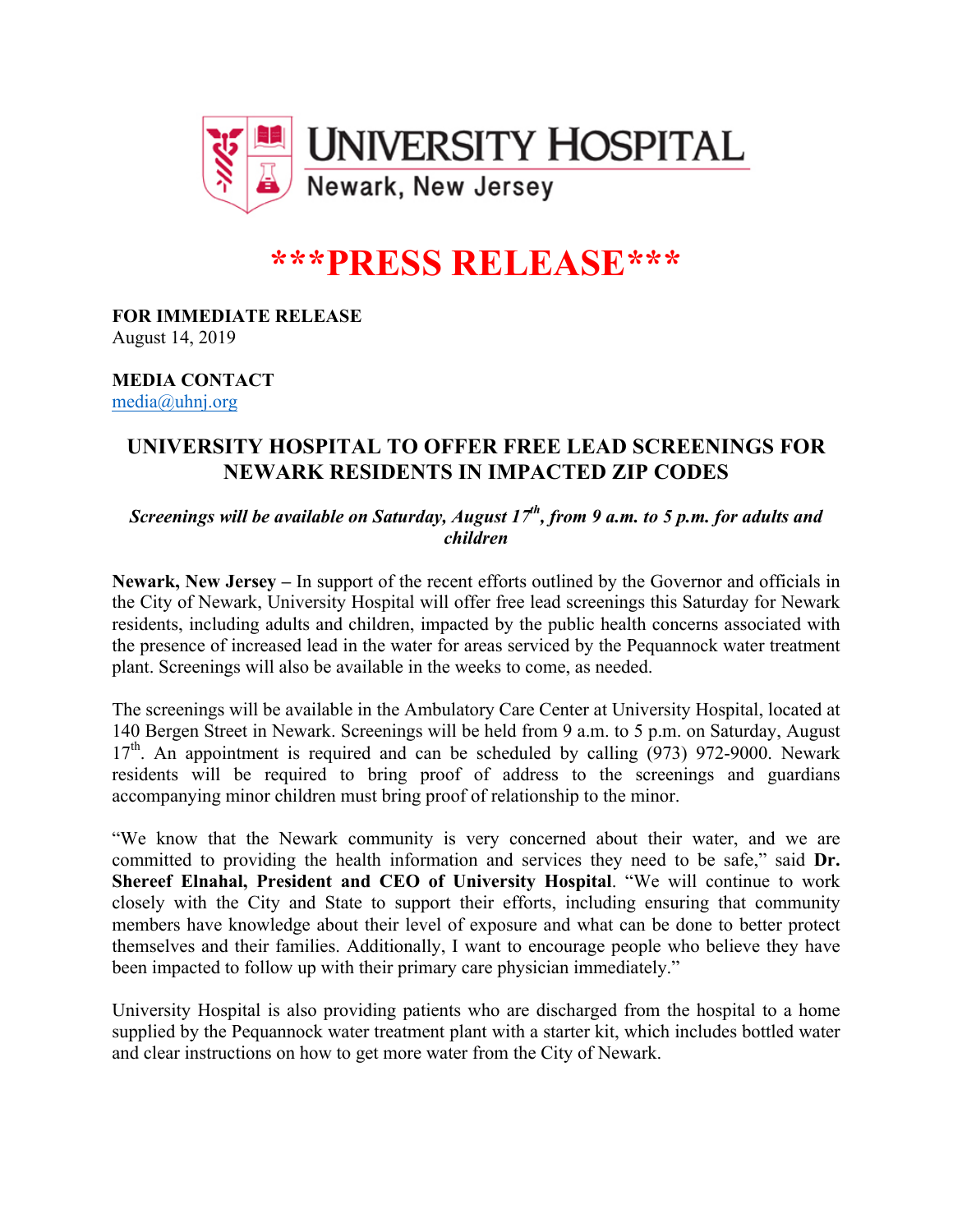UNIVERSITY HOSPITAL
Newark, New Jersey

# ***PRESS RELEASE***

**FOR IMMEDIATE RELEASE**
August 14, 2019

**MEDIA CONTACT**
media@uhnj.org

## UNIVERSITY HOSPITAL TO OFFER FREE LEAD SCREENINGS FOR NEWARK RESIDENTS IN IMPACTED ZIP CODES

***Screenings will be available on Saturday, August 17th, from 9 a.m. to 5 p.m. for adults and children***

**Newark, New Jersey –** In support of the recent efforts outlined by the Governor and officials in the City of Newark, University Hospital will offer free lead screenings this Saturday for Newark residents, including adults and children, impacted by the public health concerns associated with the presence of increased lead in the water for areas serviced by the Pequannock water treatment plant. Screenings will also be available in the weeks to come, as needed.

The screenings will be available in the Ambulatory Care Center at University Hospital, located at 140 Bergen Street in Newark. Screenings will be held from 9 a.m. to 5 p.m. on Saturday, August 17th. An appointment is required and can be scheduled by calling (973) 972-9000. Newark residents will be required to bring proof of address to the screenings and guardians accompanying minor children must bring proof of relationship to the minor.

"We know that the Newark community is very concerned about their water, and we are committed to providing the health information and services they need to be safe," said **Dr. Shereef Elnahal, President and CEO of University Hospital**. "We will continue to work closely with the City and State to support their efforts, including ensuring that community members have knowledge about their level of exposure and what can be done to better protect themselves and their families. Additionally, I want to encourage people who believe they have been impacted to follow up with their primary care physician immediately."

University Hospital is also providing patients who are discharged from the hospital to a home supplied by the Pequannock water treatment plant with a starter kit, which includes bottled water and clear instructions on how to get more water from the City of Newark.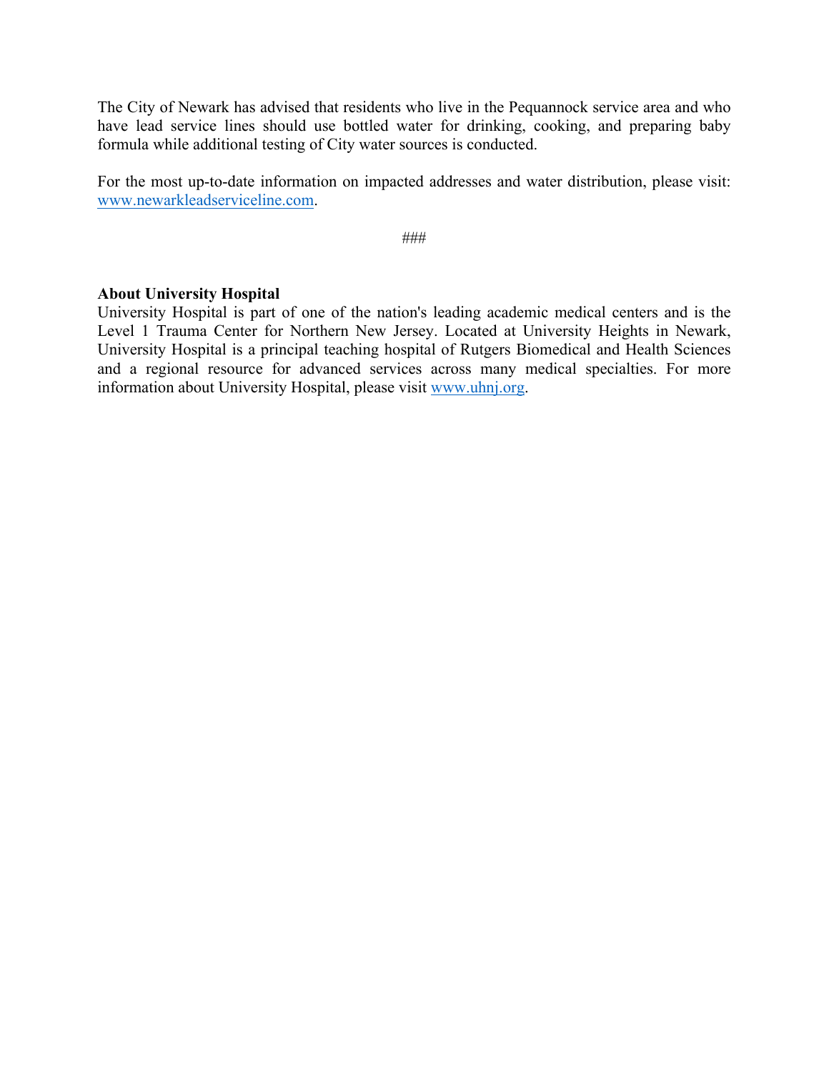The City of Newark has advised that residents who live in the Pequannock service area and who have lead service lines should use bottled water for drinking, cooking, and preparing baby formula while additional testing of City water sources is conducted.

For the most up-to-date information on impacted addresses and water distribution, please visit: www.newarkleadserviceline.com.

###

**About University Hospital**
University Hospital is part of one of the nation's leading academic medical centers and is the Level 1 Trauma Center for Northern New Jersey. Located at University Heights in Newark, University Hospital is a principal teaching hospital of Rutgers Biomedical and Health Sciences and a regional resource for advanced services across many medical specialties. For more information about University Hospital, please visit www.uhnj.org.